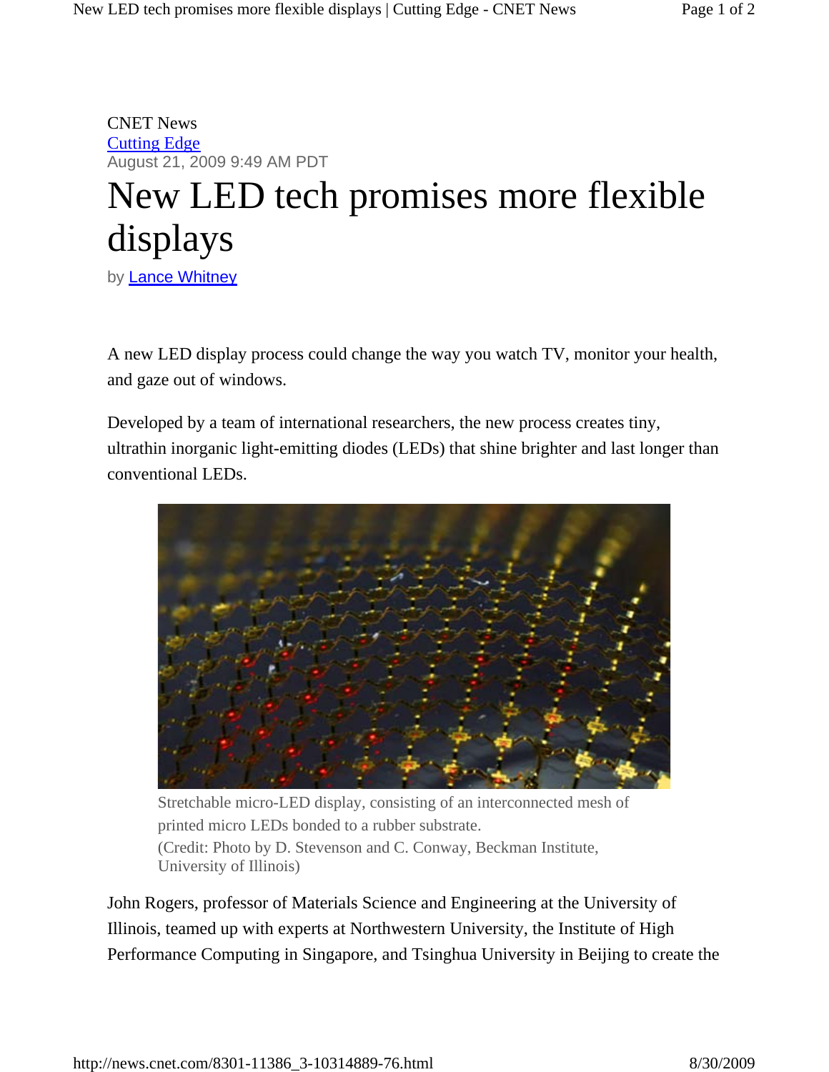CNET News
[Cutting Edge]
August 21, 2009 9:49 AM PDT

# New LED tech promises more flexible displays

by Lance Whitney

A new LED display process could change the way you watch TV, monitor your health, and gaze out of windows.

Developed by a team of international researchers, the new process creates tiny, ultrathin inorganic light-emitting diodes (LEDs) that shine brighter and last longer than conventional LEDs.

Stretchable micro-LED display, consisting of an interconnected mesh of printed micro LEDs bonded to a rubber substrate.
(Credit: Photo by D. Stevenson and C. Conway, Beckman Institute, University of Illinois)

John Rogers, professor of Materials Science and Engineering at the University of Illinois, teamed up with experts at Northwestern University, the Institute of High Performance Computing in Singapore, and Tsinghua University in Beijing to create the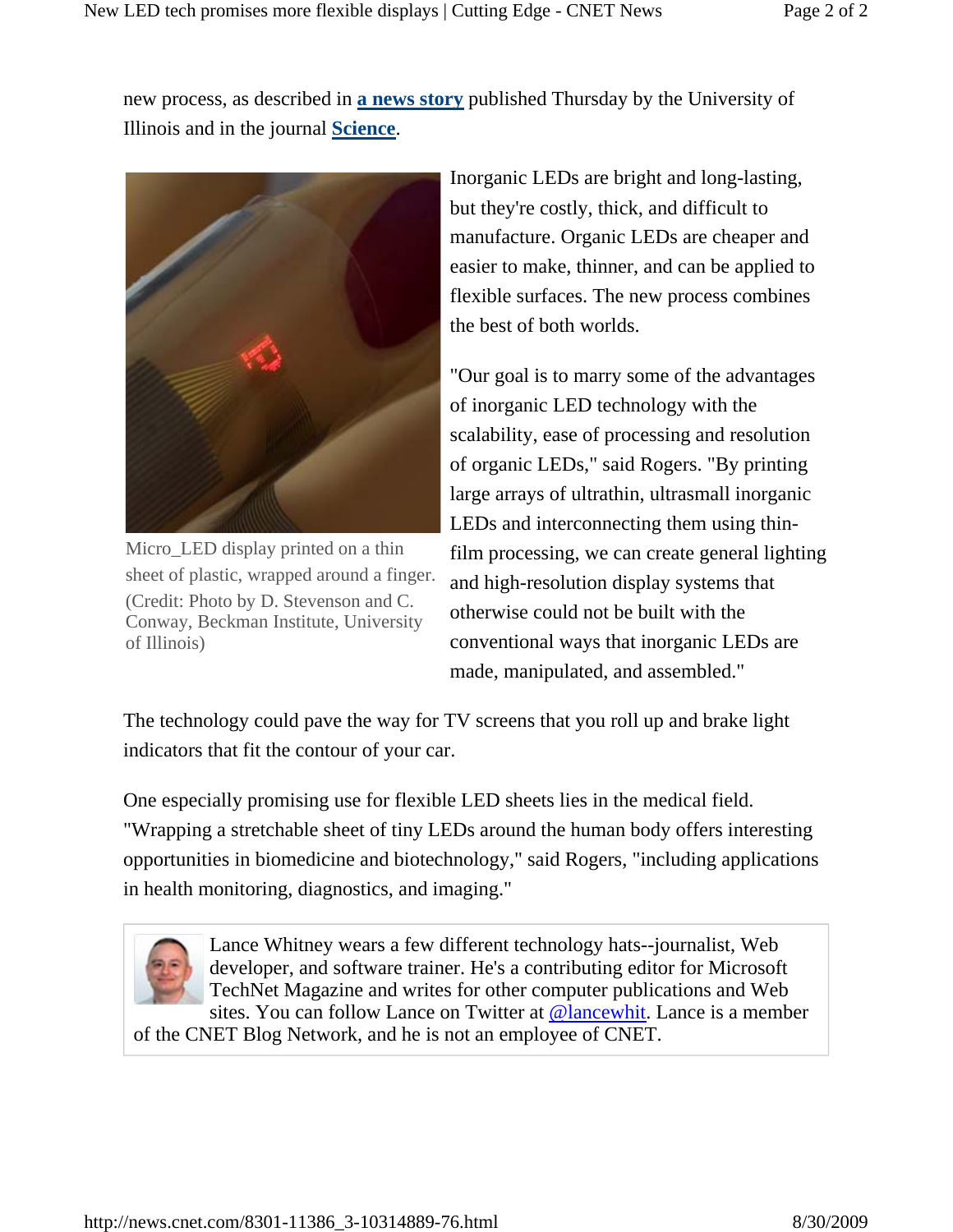new process, as described in **a news story** published Thursday by the University of Illinois and in the journal **Science**.

Micro_LED display printed on a thin sheet of plastic, wrapped around a finger. (Credit: Photo by D. Stevenson and C. Conway, Beckman Institute, University of Illinois)

Inorganic LEDs are bright and long-lasting, but they're costly, thick, and difficult to manufacture. Organic LEDs are cheaper and easier to make, thinner, and can be applied to flexible surfaces. The new process combines the best of both worlds.

"Our goal is to marry some of the advantages of inorganic LED technology with the scalability, ease of processing and resolution of organic LEDs," said Rogers. "By printing large arrays of ultrathin, ultrasmall inorganic LEDs and interconnecting them using thin-film processing, we can create general lighting and high-resolution display systems that otherwise could not be built with the conventional ways that inorganic LEDs are made, manipulated, and assembled."

The technology could pave the way for TV screens that you roll up and brake light indicators that fit the contour of your car.

One especially promising use for flexible LED sheets lies in the medical field. "Wrapping a stretchable sheet of tiny LEDs around the human body offers interesting opportunities in biomedicine and biotechnology," said Rogers, "including applications in health monitoring, diagnostics, and imaging."

Lance Whitney wears a few different technology hats--journalist, Web developer, and software trainer. He's a contributing editor for Microsoft TechNet Magazine and writes for other computer publications and Web sites. You can follow Lance on Twitter at @lancewhit. Lance is a member of the CNET Blog Network, and he is not an employee of CNET.